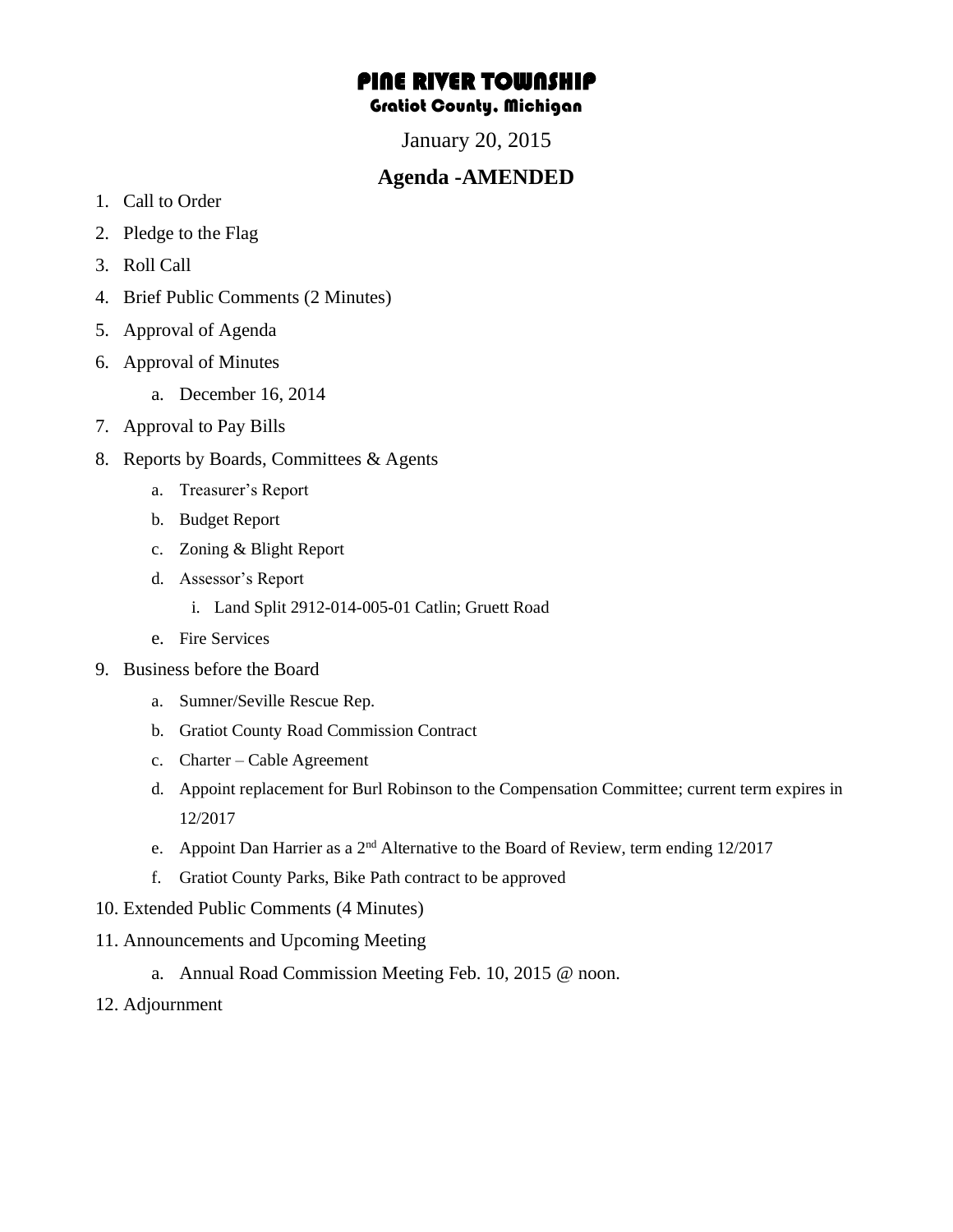# PINE RIVER TOWNSHIP

## Gratiot County, Michigan

January 20, 2015

## Agenda -AMENDED

1. Call to Order
2. Pledge to the Flag
3. Roll Call
4. Brief Public Comments (2 Minutes)
5. Approval of Agenda
6. Approval of Minutes
    a. December 16, 2014
7. Approval to Pay Bills
8. Reports by Boards, Committees & Agents
    a. Treasurer's Report
    b. Budget Report
    c. Zoning & Blight Report
    d. Assessor's Report
        i. Land Split 2912-014-005-01 Catlin; Gruett Road
    e. Fire Services
9. Business before the Board
    a. Sumner/Seville Rescue Rep.
    b. Gratiot County Road Commission Contract
    c. Charter – Cable Agreement
    d. Appoint replacement for Burl Robinson to the Compensation Committee; current term expires in 12/2017
    e. Appoint Dan Harrier as a 2nd Alternative to the Board of Review, term ending 12/2017
    f. Gratiot County Parks, Bike Path contract to be approved
10. Extended Public Comments (4 Minutes)
11. Announcements and Upcoming Meeting
    a. Annual Road Commission Meeting Feb. 10, 2015 @ noon.
12. Adjournment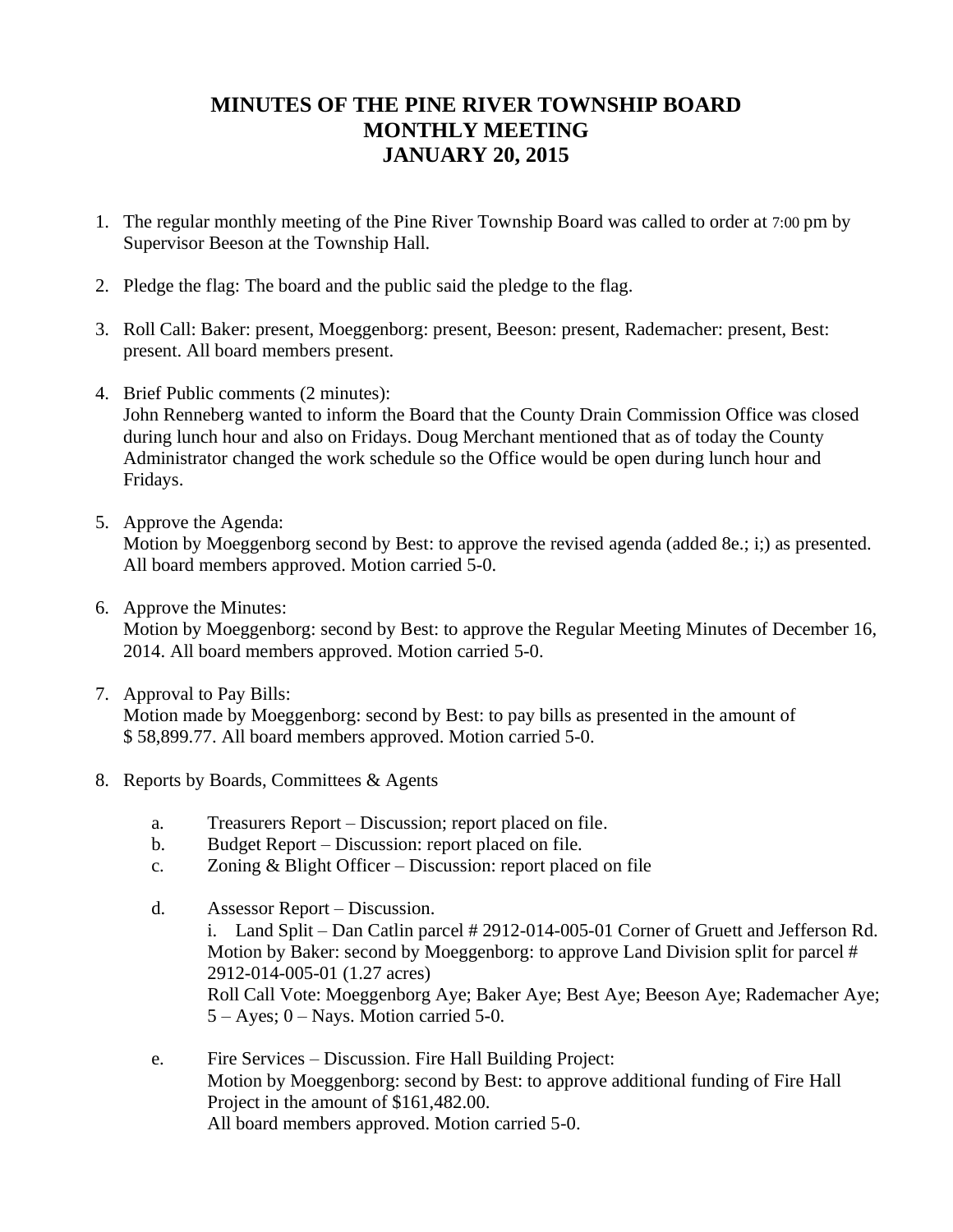# MINUTES OF THE PINE RIVER TOWNSHIP BOARD
# MONTHLY MEETING
# JANUARY 20, 2015

1. The regular monthly meeting of the Pine River Township Board was called to order at 7:00 pm by Supervisor Beeson at the Township Hall.

2. Pledge the flag: The board and the public said the pledge to the flag.

3. Roll Call: Baker: present, Moeggenborg: present, Beeson: present, Rademacher: present, Best: present. All board members present.

4. Brief Public comments (2 minutes):
   John Renneberg wanted to inform the Board that the County Drain Commission Office was closed during lunch hour and also on Fridays. Doug Merchant mentioned that as of today the County Administrator changed the work schedule so the Office would be open during lunch hour and Fridays.

5. Approve the Agenda:
   Motion by Moeggenborg second by Best: to approve the revised agenda (added 8e.; i;) as presented. All board members approved. Motion carried 5-0.

6. Approve the Minutes:
   Motion by Moeggenborg: second by Best: to approve the Regular Meeting Minutes of December 16, 2014. All board members approved. Motion carried 5-0.

7. Approval to Pay Bills:
   Motion made by Moeggenborg: second by Best: to pay bills as presented in the amount of $ 58,899.77. All board members approved. Motion carried 5-0.

8. Reports by Boards, Committees & Agents

   a. Treasurers Report – Discussion; report placed on file.
   b. Budget Report – Discussion: report placed on file.
   c. Zoning & Blight Officer – Discussion: report placed on file

   d. Assessor Report – Discussion.
      i. Land Split – Dan Catlin parcel # 2912-014-005-01 Corner of Gruett and Jefferson Rd. Motion by Baker: second by Moeggenborg: to approve Land Division split for parcel # 2912-014-005-01 (1.27 acres)
      Roll Call Vote: Moeggenborg Aye; Baker Aye; Best Aye; Beeson Aye; Rademacher Aye; 5 – Ayes; 0 – Nays. Motion carried 5-0.

   e. Fire Services – Discussion. Fire Hall Building Project:
      Motion by Moeggenborg: second by Best: to approve additional funding of Fire Hall Project in the amount of $161,482.00.
      All board members approved. Motion carried 5-0.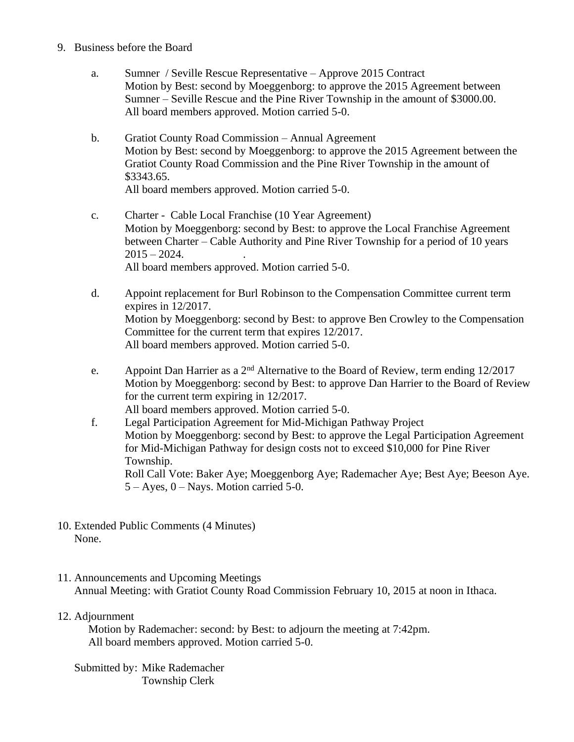9. Business before the Board

   a. Sumner / Seville Rescue Representative – Approve 2015 Contract
   Motion by Best: second by Moeggenborg: to approve the 2015 Agreement between Sumner – Seville Rescue and the Pine River Township in the amount of $3000.00.
   All board members approved. Motion carried 5-0.

   b. Gratiot County Road Commission – Annual Agreement
   Motion by Best: second by Moeggenborg: to approve the 2015 Agreement between the Gratiot County Road Commission and the Pine River Township in the amount of $3343.65.
   All board members approved. Motion carried 5-0.

   c. Charter - Cable Local Franchise (10 Year Agreement)
   Motion by Moeggenborg: second by Best: to approve the Local Franchise Agreement between Charter – Cable Authority and Pine River Township for a period of 10 years 2015 – 2024.
   All board members approved. Motion carried 5-0.

   d. Appoint replacement for Burl Robinson to the Compensation Committee current term expires in 12/2017.
   Motion by Moeggenborg: second by Best: to approve Ben Crowley to the Compensation Committee for the current term that expires 12/2017.
   All board members approved. Motion carried 5-0.

   e. Appoint Dan Harrier as a 2nd Alternative to the Board of Review, term ending 12/2017
   Motion by Moeggenborg: second by Best: to approve Dan Harrier to the Board of Review for the current term expiring in 12/2017.
   All board members approved. Motion carried 5-0.

   f. Legal Participation Agreement for Mid-Michigan Pathway Project
   Motion by Moeggenborg: second by Best: to approve the Legal Participation Agreement for Mid-Michigan Pathway for design costs not to exceed $10,000 for Pine River Township.
   Roll Call Vote: Baker Aye; Moeggenborg Aye; Rademacher Aye; Best Aye; Beeson Aye.
   5 – Ayes, 0 – Nays. Motion carried 5-0.

10. Extended Public Comments (4 Minutes)
    None.

11. Announcements and Upcoming Meetings
    Annual Meeting: with Gratiot County Road Commission February 10, 2015 at noon in Ithaca.

12. Adjournment
    Motion by Rademacher: second: by Best: to adjourn the meeting at 7:42pm.
    All board members approved. Motion carried 5-0.

Submitted by: Mike Rademacher
Township Clerk